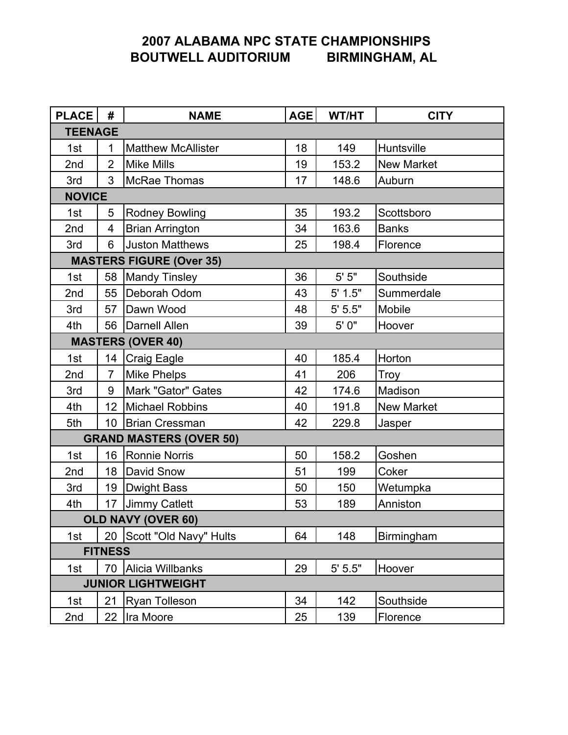# 2007 ALABAMA NPC STATE CHAMPIONSHIPS
## BOUTWELL AUDITORIUM BIRMINGHAM, AL

| PLACE | # | NAME | AGE | WT/HT | CITY |
|---|---|---|---|---|---|
| **TEENAGE** | | | | | |
| 1st | 1 | Matthew McAllister | 18 | 149 | Huntsville |
| 2nd | 2 | Mike Mills | 19 | 153.2 | New Market |
| 3rd | 3 | McRae Thomas | 17 | 148.6 | Auburn |
| **NOVICE** | | | | | |
| 1st | 5 | Rodney Bowling | 35 | 193.2 | Scottsboro |
| 2nd | 4 | Brian Arrington | 34 | 163.6 | Banks |
| 3rd | 6 | Juston Matthews | 25 | 198.4 | Florence |
| **MASTERS FIGURE (Over 35)** | | | | | |
| 1st | 58 | Mandy Tinsley | 36 | 5' 5" | Southside |
| 2nd | 55 | Deborah Odom | 43 | 5' 1.5" | Summerdale |
| 3rd | 57 | Dawn Wood | 48 | 5' 5.5" | Mobile |
| 4th | 56 | Darnell Allen | 39 | 5' 0" | Hoover |
| **MASTERS (OVER 40)** | | | | | |
| 1st | 14 | Craig Eagle | 40 | 185.4 | Horton |
| 2nd | 7 | Mike Phelps | 41 | 206 | Troy |
| 3rd | 9 | Mark "Gator" Gates | 42 | 174.6 | Madison |
| 4th | 12 | Michael Robbins | 40 | 191.8 | New Market |
| 5th | 10 | Brian Cressman | 42 | 229.8 | Jasper |
| **GRAND MASTERS (OVER 50)** | | | | | |
| 1st | 16 | Ronnie Norris | 50 | 158.2 | Goshen |
| 2nd | 18 | David Snow | 51 | 199 | Coker |
| 3rd | 19 | Dwight Bass | 50 | 150 | Wetumpka |
| 4th | 17 | Jimmy Catlett | 53 | 189 | Anniston |
| **OLD NAVY (OVER 60)** | | | | | |
| 1st | 20 | Scott "Old Navy" Hults | 64 | 148 | Birmingham |
| **FITNESS** | | | | | |
| 1st | 70 | Alicia Willbanks | 29 | 5' 5.5" | Hoover |
| **JUNIOR LIGHTWEIGHT** | | | | | |
| 1st | 21 | Ryan Tolleson | 34 | 142 | Southside |
| 2nd | 22 | Ira Moore | 25 | 139 | Florence |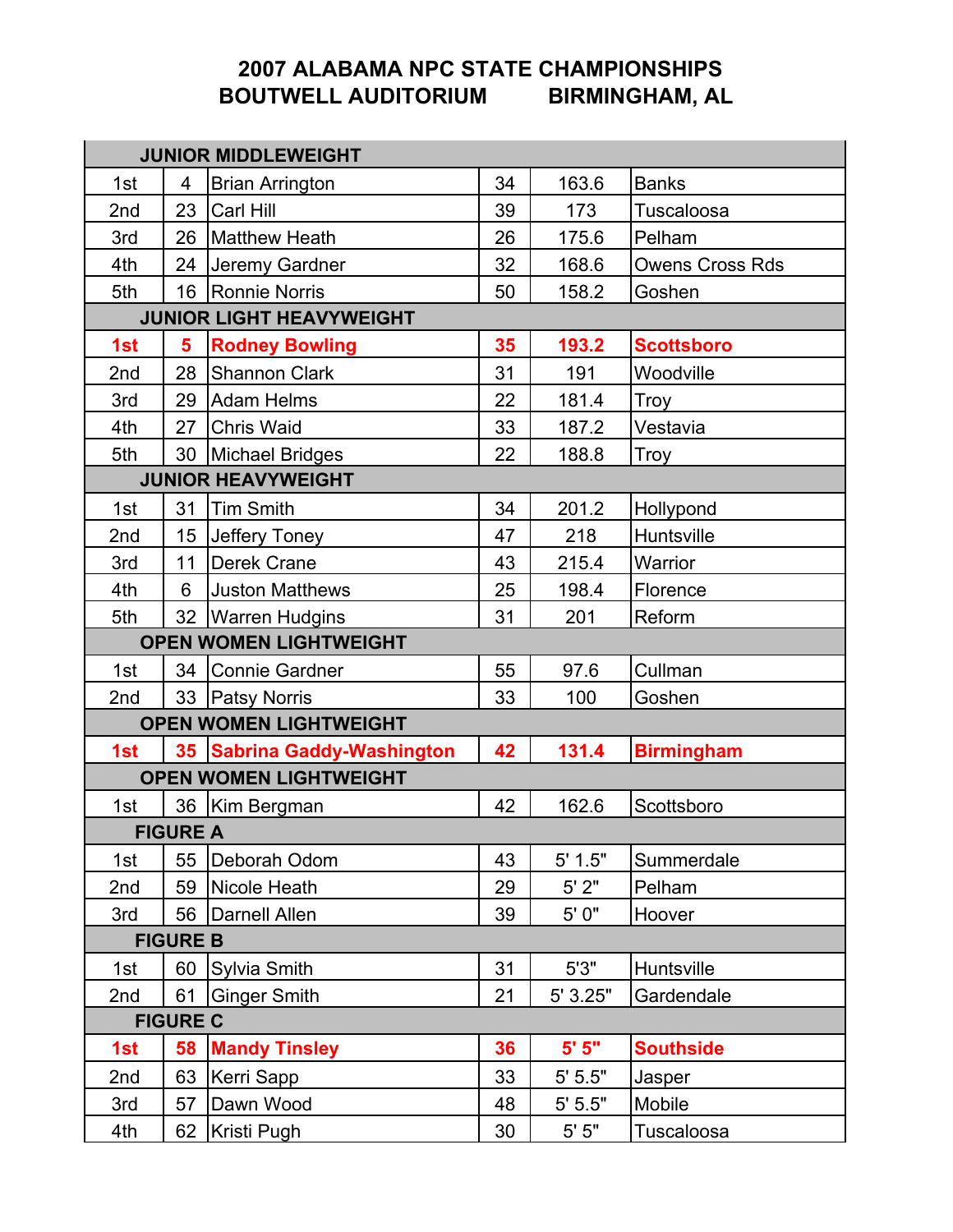# 2007 ALABAMA NPC STATE CHAMPIONSHIPS
## BOUTWELL AUDITORIUM BIRMINGHAM, AL

| | | | | | |
|---|---|---|---|---|---|
| **JUNIOR MIDDLEWEIGHT** | | | | | |
| 1st | 4 | Brian Arrington | 34 | 163.6 | Banks |
| 2nd | 23 | Carl Hill | 39 | 173 | Tuscaloosa |
| 3rd | 26 | Matthew Heath | 26 | 175.6 | Pelham |
| 4th | 24 | Jeremy Gardner | 32 | 168.6 | Owens Cross Rds |
| 5th | 16 | Ronnie Norris | 50 | 158.2 | Goshen |
| **JUNIOR LIGHT HEAVYWEIGHT** | | | | | |
| **1st** | **5** | **Rodney Bowling** | **35** | **193.2** | **Scottsboro** |
| 2nd | 28 | Shannon Clark | 31 | 191 | Woodville |
| 3rd | 29 | Adam Helms | 22 | 181.4 | Troy |
| 4th | 27 | Chris Waid | 33 | 187.2 | Vestavia |
| 5th | 30 | Michael Bridges | 22 | 188.8 | Troy |
| **JUNIOR HEAVYWEIGHT** | | | | | |
| 1st | 31 | Tim Smith | 34 | 201.2 | Hollypond |
| 2nd | 15 | Jeffery Toney | 47 | 218 | Huntsville |
| 3rd | 11 | Derek Crane | 43 | 215.4 | Warrior |
| 4th | 6 | Juston Matthews | 25 | 198.4 | Florence |
| 5th | 32 | Warren Hudgins | 31 | 201 | Reform |
| **OPEN WOMEN LIGHTWEIGHT** | | | | | |
| 1st | 34 | Connie Gardner | 55 | 97.6 | Cullman |
| 2nd | 33 | Patsy Norris | 33 | 100 | Goshen |
| **OPEN WOMEN LIGHTWEIGHT** | | | | | |
| **1st** | **35** | **Sabrina Gaddy-Washington** | **42** | **131.4** | **Birmingham** |
| **OPEN WOMEN LIGHTWEIGHT** | | | | | |
| 1st | 36 | Kim Bergman | 42 | 162.6 | Scottsboro |
| **FIGURE A** | | | | | |
| 1st | 55 | Deborah Odom | 43 | 5' 1.5" | Summerdale |
| 2nd | 59 | Nicole Heath | 29 | 5' 2" | Pelham |
| 3rd | 56 | Darnell Allen | 39 | 5' 0" | Hoover |
| **FIGURE B** | | | | | |
| 1st | 60 | Sylvia Smith | 31 | 5'3" | Huntsville |
| 2nd | 61 | Ginger Smith | 21 | 5' 3.25" | Gardendale |
| **FIGURE C** | | | | | |
| **1st** | **58** | **Mandy Tinsley** | **36** | **5' 5"** | **Southside** |
| 2nd | 63 | Kerri Sapp | 33 | 5' 5.5" | Jasper |
| 3rd | 57 | Dawn Wood | 48 | 5' 5.5" | Mobile |
| 4th | 62 | Kristi Pugh | 30 | 5' 5" | Tuscaloosa |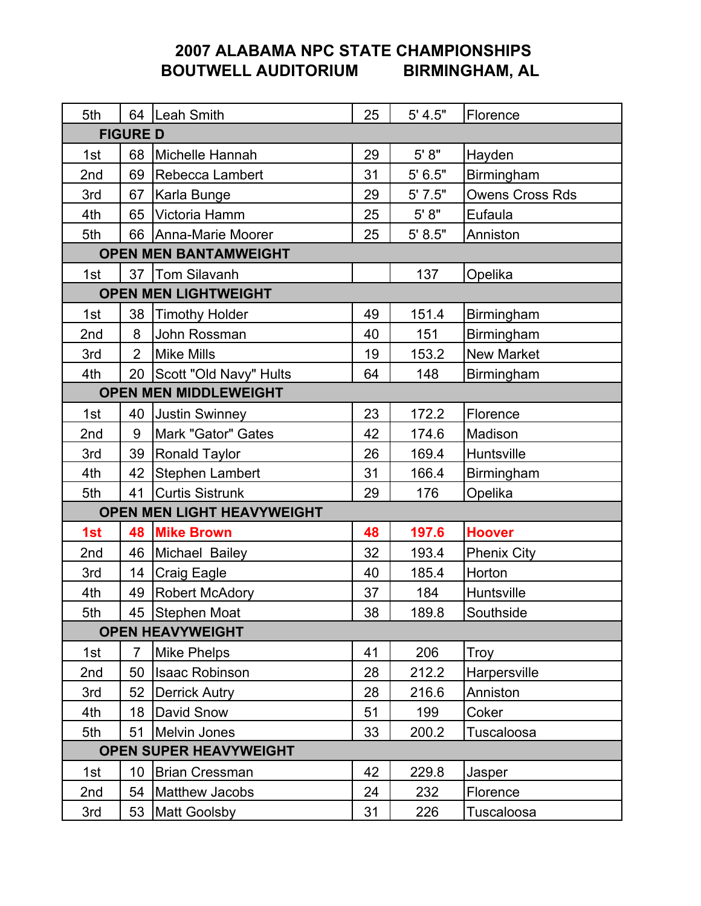# 2007 ALABAMA NPC STATE CHAMPIONSHIPS
## BOUTWELL AUDITORIUM BIRMINGHAM, AL

| | | | | | |
|---|---|---|---|---|---|
| 5th | 64 | Leah Smith | 25 | 5' 4.5" | Florence |
| **FIGURE D** | | | | | |
| 1st | 68 | Michelle Hannah | 29 | 5' 8" | Hayden |
| 2nd | 69 | Rebecca Lambert | 31 | 5' 6.5" | Birmingham |
| 3rd | 67 | Karla Bunge | 29 | 5' 7.5" | Owens Cross Rds |
| 4th | 65 | Victoria Hamm | 25 | 5' 8" | Eufaula |
| 5th | 66 | Anna-Marie Moorer | 25 | 5' 8.5" | Anniston |
| **OPEN MEN BANTAMWEIGHT** | | | | | |
| 1st | 37 | Tom Silavanh | | 137 | Opelika |
| **OPEN MEN LIGHTWEIGHT** | | | | | |
| 1st | 38 | Timothy Holder | 49 | 151.4 | Birmingham |
| 2nd | 8 | John Rossman | 40 | 151 | Birmingham |
| 3rd | 2 | Mike Mills | 19 | 153.2 | New Market |
| 4th | 20 | Scott "Old Navy" Hults | 64 | 148 | Birmingham |
| **OPEN MEN MIDDLEWEIGHT** | | | | | |
| 1st | 40 | Justin Swinney | 23 | 172.2 | Florence |
| 2nd | 9 | Mark "Gator" Gates | 42 | 174.6 | Madison |
| 3rd | 39 | Ronald Taylor | 26 | 169.4 | Huntsville |
| 4th | 42 | Stephen Lambert | 31 | 166.4 | Birmingham |
| 5th | 41 | Curtis Sistrunk | 29 | 176 | Opelika |
| **OPEN MEN LIGHT HEAVYWEIGHT** | | | | | |
| **1st** | **48** | **Mike Brown** | **48** | **197.6** | **Hoover** |
| 2nd | 46 | Michael Bailey | 32 | 193.4 | Phenix City |
| 3rd | 14 | Craig Eagle | 40 | 185.4 | Horton |
| 4th | 49 | Robert McAdory | 37 | 184 | Huntsville |
| 5th | 45 | Stephen Moat | 38 | 189.8 | Southside |
| **OPEN HEAVYWEIGHT** | | | | | |
| 1st | 7 | Mike Phelps | 41 | 206 | Troy |
| 2nd | 50 | Isaac Robinson | 28 | 212.2 | Harpersville |
| 3rd | 52 | Derrick Autry | 28 | 216.6 | Anniston |
| 4th | 18 | David Snow | 51 | 199 | Coker |
| 5th | 51 | Melvin Jones | 33 | 200.2 | Tuscaloosa |
| **OPEN SUPER HEAVYWEIGHT** | | | | | |
| 1st | 10 | Brian Cressman | 42 | 229.8 | Jasper |
| 2nd | 54 | Matthew Jacobs | 24 | 232 | Florence |
| 3rd | 53 | Matt Goolsby | 31 | 226 | Tuscaloosa |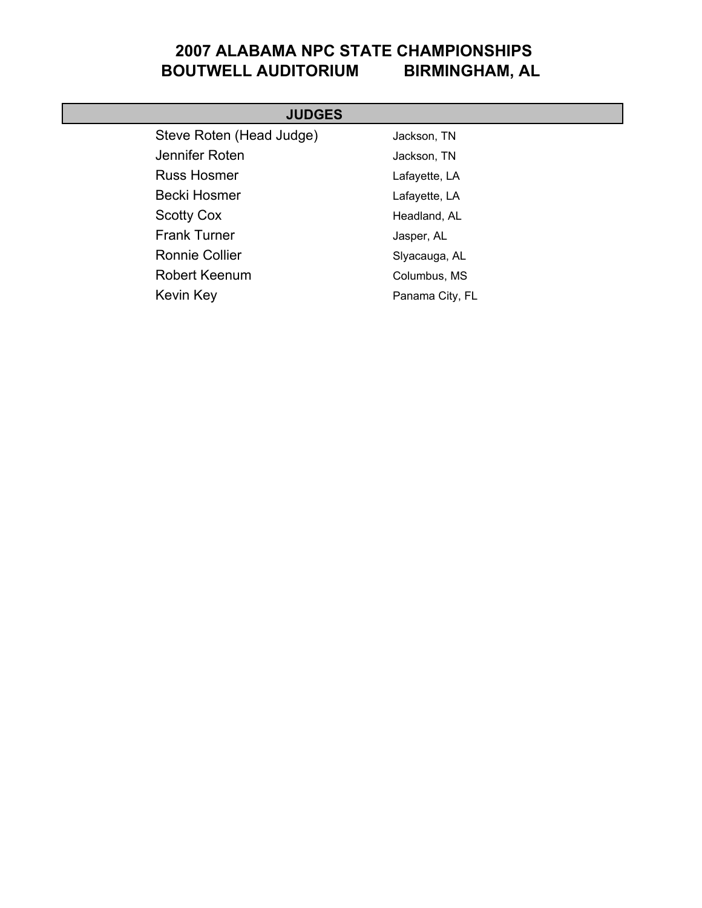# 2007 ALABAMA NPC STATE CHAMPIONSHIPS
## BOUTWELL AUDITORIUM BIRMINGHAM, AL

| JUDGES | |
|---|---|
| Steve Roten (Head Judge) | Jackson, TN |
| Jennifer Roten | Jackson, TN |
| Russ Hosmer | Lafayette, LA |
| Becki Hosmer | Lafayette, LA |
| Scotty Cox | Headland, AL |
| Frank Turner | Jasper, AL |
| Ronnie Collier | Slyacauga, AL |
| Robert Keenum | Columbus, MS |
| Kevin Key | Panama City, FL |